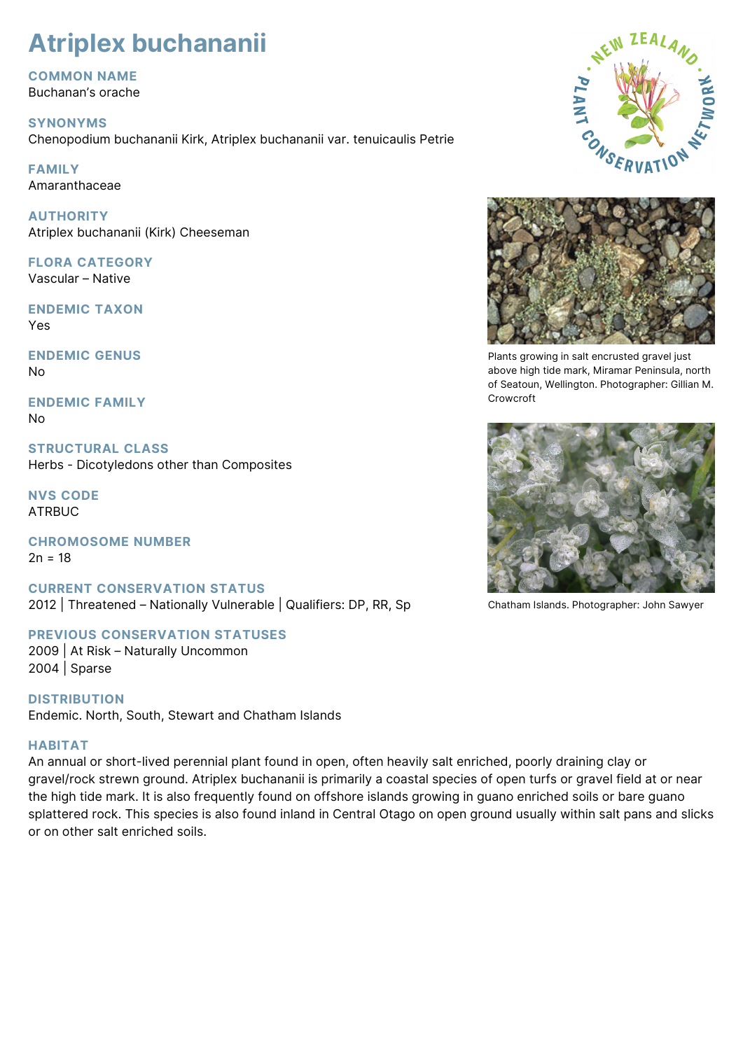# Atriplex buchananii

## COMMON NAME
Buchanan's orache

## SYNONYMS
Chenopodium buchananii Kirk, Atriplex buchananii var. tenuicaulis Petrie

## FAMILY
Amaranthaceae

## AUTHORITY
Atriplex buchananii (Kirk) Cheeseman

## FLORA CATEGORY
Vascular – Native

## ENDEMIC TAXON
Yes

## ENDEMIC GENUS
No

## ENDEMIC FAMILY
No

## STRUCTURAL CLASS
Herbs - Dicotyledons other than Composites

## NVS CODE
ATRBUC

## CHROMOSOME NUMBER
2n = 18

## CURRENT CONSERVATION STATUS
2012 | Threatened – Nationally Vulnerable | Qualifiers: DP, RR, Sp

## PREVIOUS CONSERVATION STATUSES
2009 | At Risk – Naturally Uncommon
2004 | Sparse

## DISTRIBUTION
Endemic. North, South, Stewart and Chatham Islands

## HABITAT
An annual or short-lived perennial plant found in open, often heavily salt enriched, poorly draining clay or gravel/rock strewn ground. Atriplex buchananii is primarily a coastal species of open turfs or gravel field at or near the high tide mark. It is also frequently found on offshore islands growing in guano enriched soils or bare guano splattered rock. This species is also found inland in Central Otago on open ground usually within salt pans and slicks or on other salt enriched soils.

Plants growing in salt encrusted gravel just above high tide mark, Miramar Peninsula, north of Seatoun, Wellington. Photographer: Gillian M. Crowcroft

Chatham Islands. Photographer: John Sawyer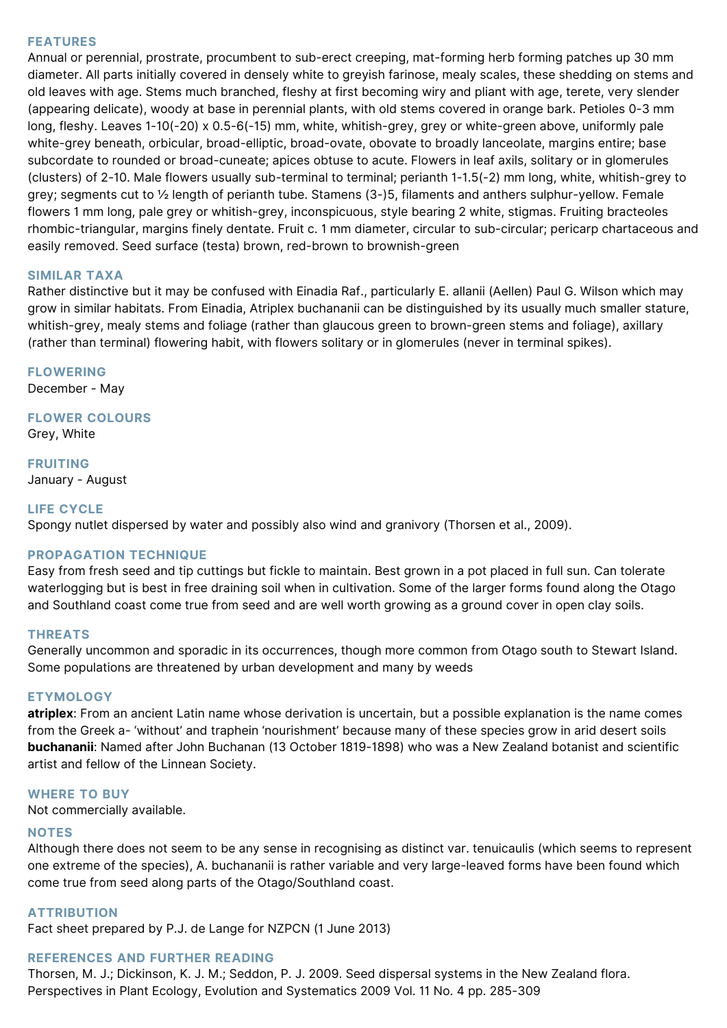## FEATURES

Annual or perennial, prostrate, procumbent to sub-erect creeping, mat-forming herb forming patches up 30 mm diameter. All parts initially covered in densely white to greyish farinose, mealy scales, these shedding on stems and old leaves with age. Stems much branched, fleshy at first becoming wiry and pliant with age, terete, very slender (appearing delicate), woody at base in perennial plants, with old stems covered in orange bark. Petioles 0-3 mm long, fleshy. Leaves 1-10(-20) x 0.5-6(-15) mm, white, whitish-grey, grey or white-green above, uniformly pale white-grey beneath, orbicular, broad-elliptic, broad-ovate, obovate to broadly lanceolate, margins entire; base subcordate to rounded or broad-cuneate; apices obtuse to acute. Flowers in leaf axils, solitary or in glomerules (clusters) of 2-10. Male flowers usually sub-terminal to terminal; perianth 1-1.5(-2) mm long, white, whitish-grey to grey; segments cut to ½ length of perianth tube. Stamens (3-)5, filaments and anthers sulphur-yellow. Female flowers 1 mm long, pale grey or whitish-grey, inconspicuous, style bearing 2 white, stigmas. Fruiting bracteoles rhombic-triangular, margins finely dentate. Fruit c. 1 mm diameter, circular to sub-circular; pericarp chartaceous and easily removed. Seed surface (testa) brown, red-brown to brownish-green

## SIMILAR TAXA

Rather distinctive but it may be confused with Einadia Raf., particularly E. allanii (Aellen) Paul G. Wilson which may grow in similar habitats. From Einadia, Atriplex buchananii can be distinguished by its usually much smaller stature, whitish-grey, mealy stems and foliage (rather than glaucous green to brown-green stems and foliage), axillary (rather than terminal) flowering habit, with flowers solitary or in glomerules (never in terminal spikes).

## FLOWERING

December - May

## FLOWER COLOURS

Grey, White

## FRUITING

January - August

## LIFE CYCLE

Spongy nutlet dispersed by water and possibly also wind and granivory (Thorsen et al., 2009).

## PROPAGATION TECHNIQUE

Easy from fresh seed and tip cuttings but fickle to maintain. Best grown in a pot placed in full sun. Can tolerate waterlogging but is best in free draining soil when in cultivation. Some of the larger forms found along the Otago and Southland coast come true from seed and are well worth growing as a ground cover in open clay soils.

## THREATS

Generally uncommon and sporadic in its occurrences, though more common from Otago south to Stewart Island. Some populations are threatened by urban development and many by weeds

## ETYMOLOGY

**atriplex**: From an ancient Latin name whose derivation is uncertain, but a possible explanation is the name comes from the Greek a- 'without' and traphein 'nourishment' because many of these species grow in arid desert soils
**buchananii**: Named after John Buchanan (13 October 1819-1898) who was a New Zealand botanist and scientific artist and fellow of the Linnean Society.

## WHERE TO BUY

Not commercially available.

## NOTES

Although there does not seem to be any sense in recognising as distinct var. tenuicaulis (which seems to represent one extreme of the species), A. buchananii is rather variable and very large-leaved forms have been found which come true from seed along parts of the Otago/Southland coast.

## ATTRIBUTION

Fact sheet prepared by P.J. de Lange for NZPCN (1 June 2013)

## REFERENCES AND FURTHER READING

Thorsen, M. J.; Dickinson, K. J. M.; Seddon, P. J. 2009. Seed dispersal systems in the New Zealand flora. Perspectives in Plant Ecology, Evolution and Systematics 2009 Vol. 11 No. 4 pp. 285-309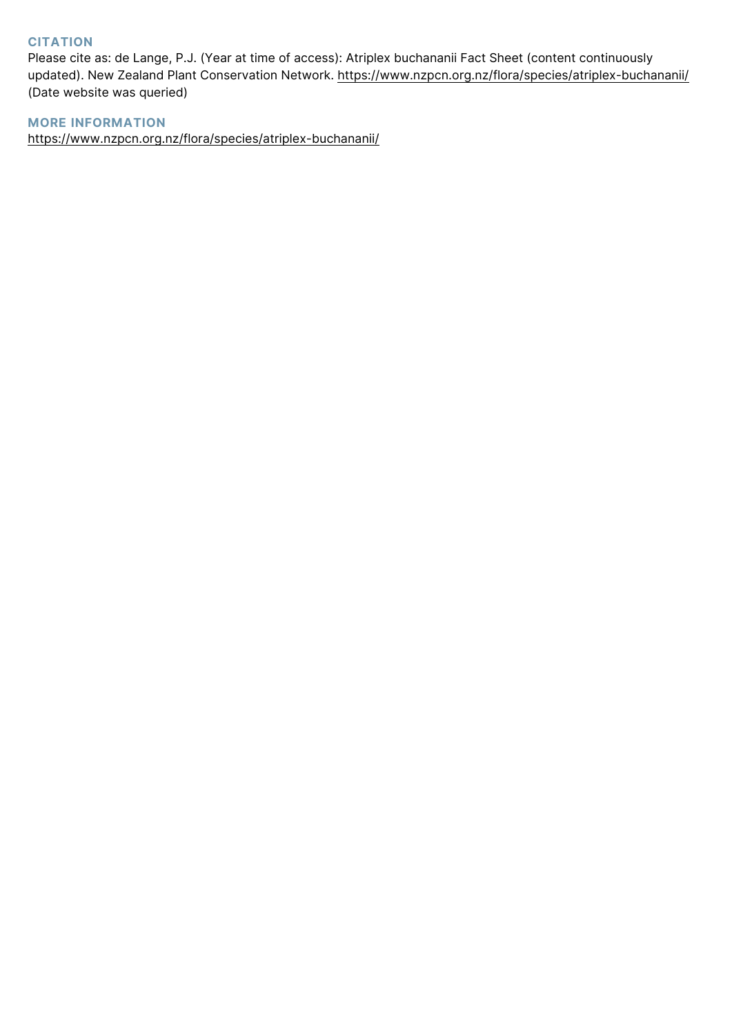## CITATION

Please cite as: de Lange, P.J. (Year at time of access): Atriplex buchananii Fact Sheet (content continuously updated). New Zealand Plant Conservation Network. https://www.nzpcn.org.nz/flora/species/atriplex-buchananii/ (Date website was queried)

## MORE INFORMATION

https://www.nzpcn.org.nz/flora/species/atriplex-buchananii/